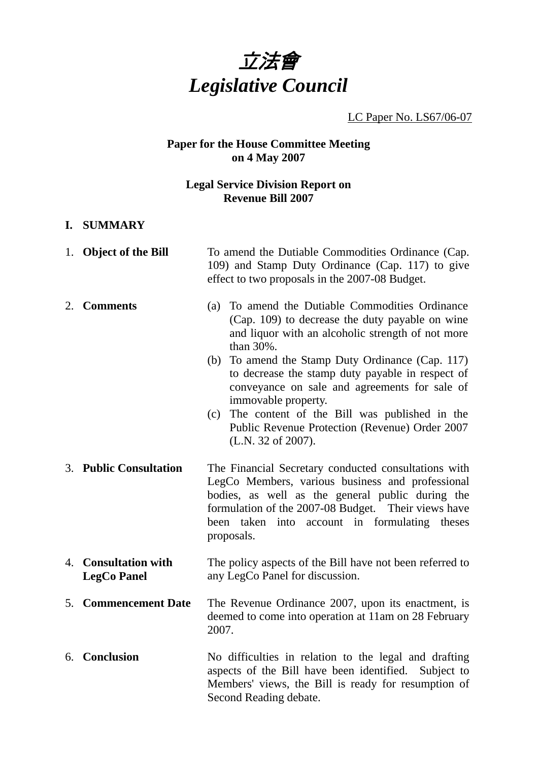# *立法會*
# *Legislative Council*

LC Paper No. LS67/06-07

**Paper for the House Committee Meeting on 4 May 2007**

**Legal Service Division Report on Revenue Bill 2007**

## I. SUMMARY

1. **Object of the Bill**

   To amend the Dutiable Commodities Ordinance (Cap. 109) and Stamp Duty Ordinance (Cap. 117) to give effect to two proposals in the 2007-08 Budget.

2. **Comments**

   (a) To amend the Dutiable Commodities Ordinance (Cap. 109) to decrease the duty payable on wine and liquor with an alcoholic strength of not more than 30%.

   (b) To amend the Stamp Duty Ordinance (Cap. 117) to decrease the stamp duty payable in respect of conveyance on sale and agreements for sale of immovable property.

   (c) The content of the Bill was published in the Public Revenue Protection (Revenue) Order 2007 (L.N. 32 of 2007).

3. **Public Consultation**

   The Financial Secretary conducted consultations with LegCo Members, various business and professional bodies, as well as the general public during the formulation of the 2007-08 Budget. Their views have been taken into account in formulating theses proposals.

4. **Consultation with LegCo Panel**

   The policy aspects of the Bill have not been referred to any LegCo Panel for discussion.

5. **Commencement Date**

   The Revenue Ordinance 2007, upon its enactment, is deemed to come into operation at 11am on 28 February 2007.

6. **Conclusion**

   No difficulties in relation to the legal and drafting aspects of the Bill have been identified. Subject to Members' views, the Bill is ready for resumption of Second Reading debate.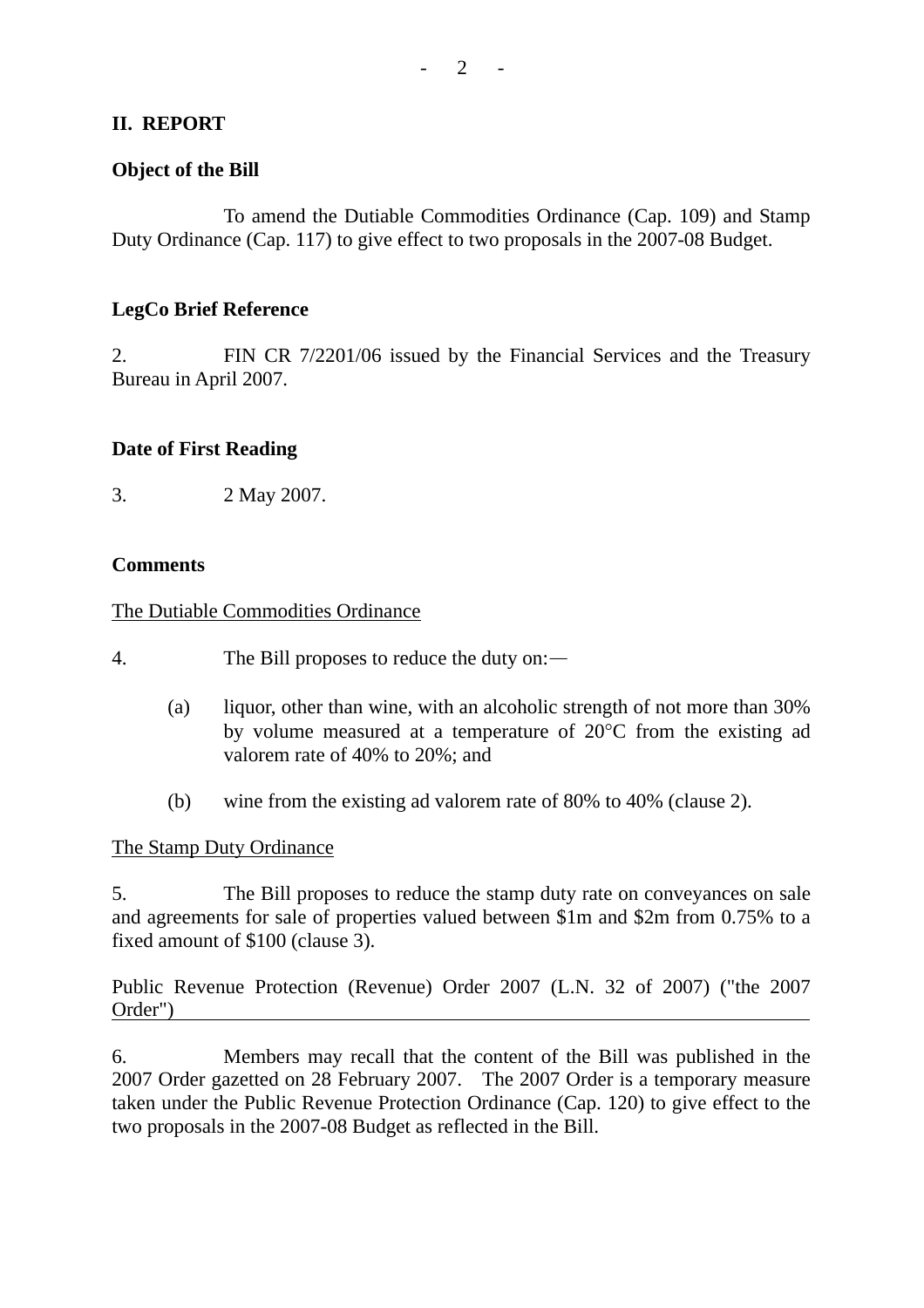## II. REPORT

**Object of the Bill**

To amend the Dutiable Commodities Ordinance (Cap. 109) and Stamp Duty Ordinance (Cap. 117) to give effect to two proposals in the 2007-08 Budget.

**LegCo Brief Reference**

2. FIN CR 7/2201/06 issued by the Financial Services and the Treasury Bureau in April 2007.

**Date of First Reading**

3. 2 May 2007.

**Comments**

The Dutiable Commodities Ordinance

4. The Bill proposes to reduce the duty on:—

(a) liquor, other than wine, with an alcoholic strength of not more than 30% by volume measured at a temperature of 20°C from the existing ad valorem rate of 40% to 20%; and

(b) wine from the existing ad valorem rate of 80% to 40% (clause 2).

The Stamp Duty Ordinance

5. The Bill proposes to reduce the stamp duty rate on conveyances on sale and agreements for sale of properties valued between $1m and $2m from 0.75% to a fixed amount of $100 (clause 3).

Public Revenue Protection (Revenue) Order 2007 (L.N. 32 of 2007) ("the 2007 Order")

6. Members may recall that the content of the Bill was published in the 2007 Order gazetted on 28 February 2007. The 2007 Order is a temporary measure taken under the Public Revenue Protection Ordinance (Cap. 120) to give effect to the two proposals in the 2007-08 Budget as reflected in the Bill.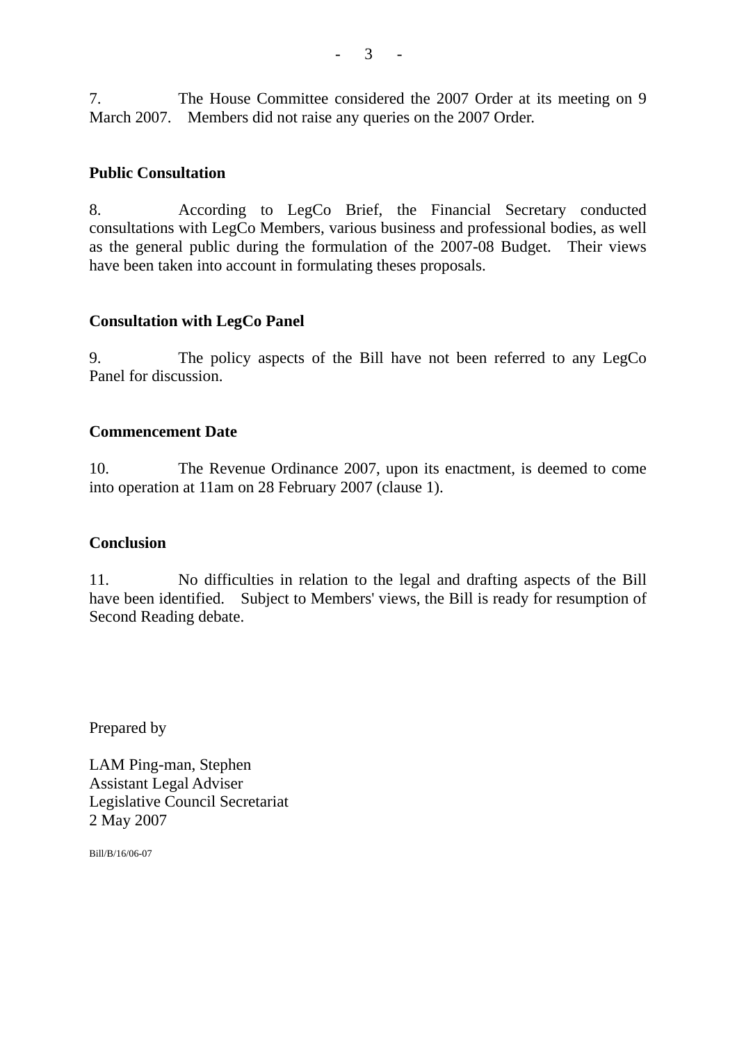7. The House Committee considered the 2007 Order at its meeting on 9 March 2007. Members did not raise any queries on the 2007 Order.

**Public Consultation**

8. According to LegCo Brief, the Financial Secretary conducted consultations with LegCo Members, various business and professional bodies, as well as the general public during the formulation of the 2007-08 Budget. Their views have been taken into account in formulating theses proposals.

**Consultation with LegCo Panel**

9. The policy aspects of the Bill have not been referred to any LegCo Panel for discussion.

**Commencement Date**

10. The Revenue Ordinance 2007, upon its enactment, is deemed to come into operation at 11am on 28 February 2007 (clause 1).

**Conclusion**

11. No difficulties in relation to the legal and drafting aspects of the Bill have been identified. Subject to Members' views, the Bill is ready for resumption of Second Reading debate.

Prepared by

LAM Ping-man, Stephen
Assistant Legal Adviser
Legislative Council Secretariat
2 May 2007

Bill/B/16/06-07